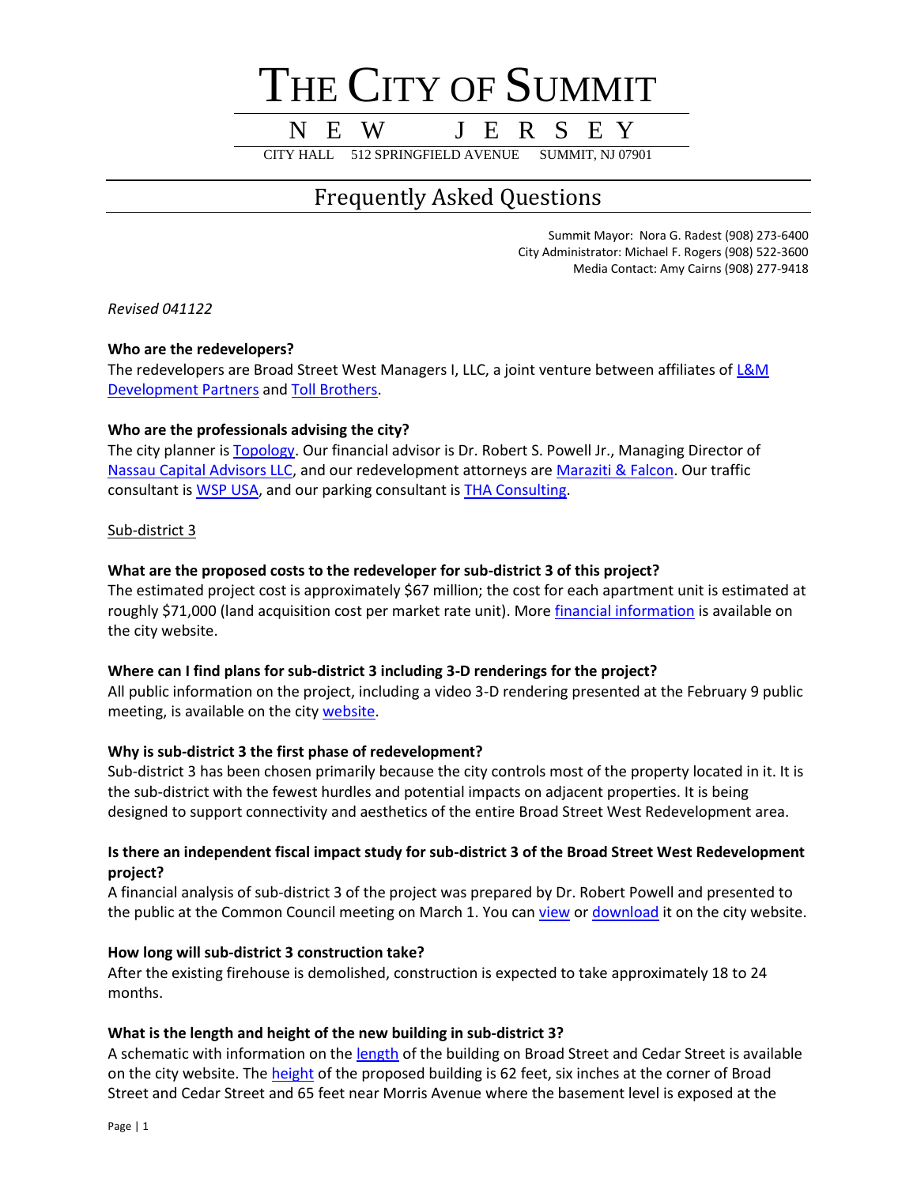# THE CITY OF SUMMIT

## NEW JERSEY

CITY HALL 512 SPRINGFIELD AVENUE SUMMIT, NJ 07901

## Frequently Asked Questions

Summit Mayor: Nora G. Radest (908) 273-6400
City Administrator: Michael F. Rogers (908) 522-3600
Media Contact: Amy Cairns (908) 277-9418

*Revised 041122*

**Who are the redevelopers?**
The redevelopers are Broad Street West Managers I, LLC, a joint venture between affiliates of L&M Development Partners and Toll Brothers.

**Who are the professionals advising the city?**
The city planner is Topology. Our financial advisor is Dr. Robert S. Powell Jr., Managing Director of Nassau Capital Advisors LLC, and our redevelopment attorneys are Maraziti & Falcon. Our traffic consultant is WSP USA, and our parking consultant is THA Consulting.

Sub-district 3

**What are the proposed costs to the redeveloper for sub-district 3 of this project?**
The estimated project cost is approximately $67 million; the cost for each apartment unit is estimated at roughly $71,000 (land acquisition cost per market rate unit). More financial information is available on the city website.

**Where can I find plans for sub-district 3 including 3-D renderings for the project?**
All public information on the project, including a video 3-D rendering presented at the February 9 public meeting, is available on the city website.

**Why is sub-district 3 the first phase of redevelopment?**
Sub-district 3 has been chosen primarily because the city controls most of the property located in it. It is the sub-district with the fewest hurdles and potential impacts on adjacent properties. It is being designed to support connectivity and aesthetics of the entire Broad Street West Redevelopment area.

**Is there an independent fiscal impact study for sub-district 3 of the Broad Street West Redevelopment project?**
A financial analysis of sub-district 3 of the project was prepared by Dr. Robert Powell and presented to the public at the Common Council meeting on March 1. You can view or download it on the city website.

**How long will sub-district 3 construction take?**
After the existing firehouse is demolished, construction is expected to take approximately 18 to 24 months.

**What is the length and height of the new building in sub-district 3?**
A schematic with information on the length of the building on Broad Street and Cedar Street is available on the city website. The height of the proposed building is 62 feet, six inches at the corner of Broad Street and Cedar Street and 65 feet near Morris Avenue where the basement level is exposed at the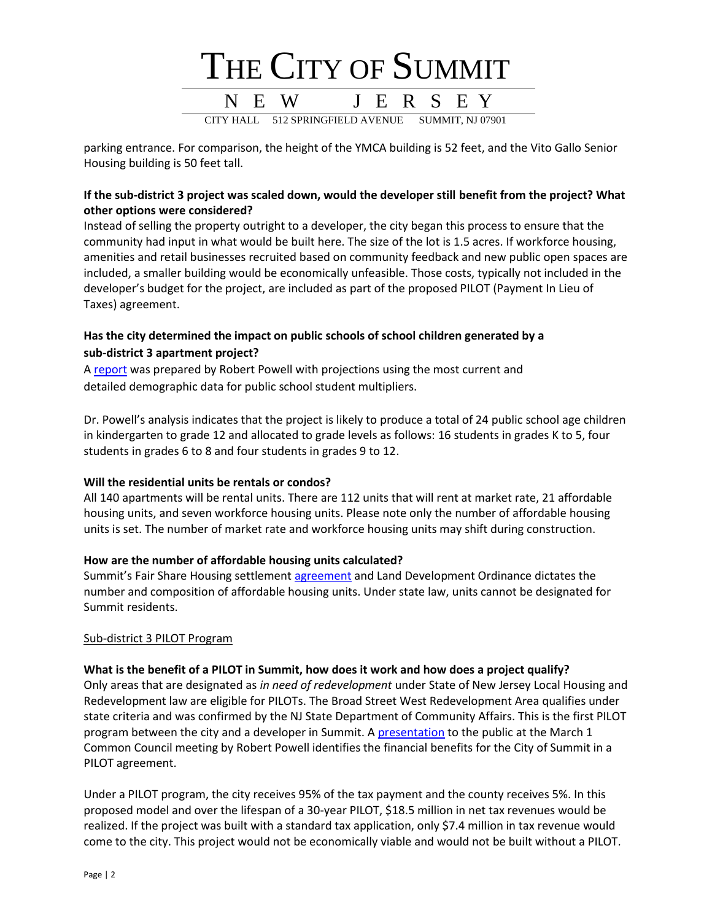parking entrance. For comparison, the height of the YMCA building is 52 feet, and the Vito Gallo Senior Housing building is 50 feet tall.

**If the sub-district 3 project was scaled down, would the developer still benefit from the project? What other options were considered?**

Instead of selling the property outright to a developer, the city began this process to ensure that the community had input in what would be built here. The size of the lot is 1.5 acres. If workforce housing, amenities and retail businesses recruited based on community feedback and new public open spaces are included, a smaller building would be economically unfeasible. Those costs, typically not included in the developer's budget for the project, are included as part of the proposed PILOT (Payment In Lieu of Taxes) agreement.

**Has the city determined the impact on public schools of school children generated by a sub-district 3 apartment project?**

A report was prepared by Robert Powell with projections using the most current and detailed demographic data for public school student multipliers.

Dr. Powell's analysis indicates that the project is likely to produce a total of 24 public school age children in kindergarten to grade 12 and allocated to grade levels as follows: 16 students in grades K to 5, four students in grades 6 to 8 and four students in grades 9 to 12.

**Will the residential units be rentals or condos?**

All 140 apartments will be rental units. There are 112 units that will rent at market rate, 21 affordable housing units, and seven workforce housing units. Please note only the number of affordable housing units is set. The number of market rate and workforce housing units may shift during construction.

**How are the number of affordable housing units calculated?**

Summit's Fair Share Housing settlement agreement and Land Development Ordinance dictates the number and composition of affordable housing units. Under state law, units cannot be designated for Summit residents.

Sub-district 3 PILOT Program

**What is the benefit of a PILOT in Summit, how does it work and how does a project qualify?**

Only areas that are designated as *in need of redevelopment* under State of New Jersey Local Housing and Redevelopment law are eligible for PILOTs. The Broad Street West Redevelopment Area qualifies under state criteria and was confirmed by the NJ State Department of Community Affairs. This is the first PILOT program between the city and a developer in Summit. A presentation to the public at the March 1 Common Council meeting by Robert Powell identifies the financial benefits for the City of Summit in a PILOT agreement.

Under a PILOT program, the city receives 95% of the tax payment and the county receives 5%. In this proposed model and over the lifespan of a 30-year PILOT, $18.5 million in net tax revenues would be realized. If the project was built with a standard tax application, only $7.4 million in tax revenue would come to the city. This project would not be economically viable and would not be built without a PILOT.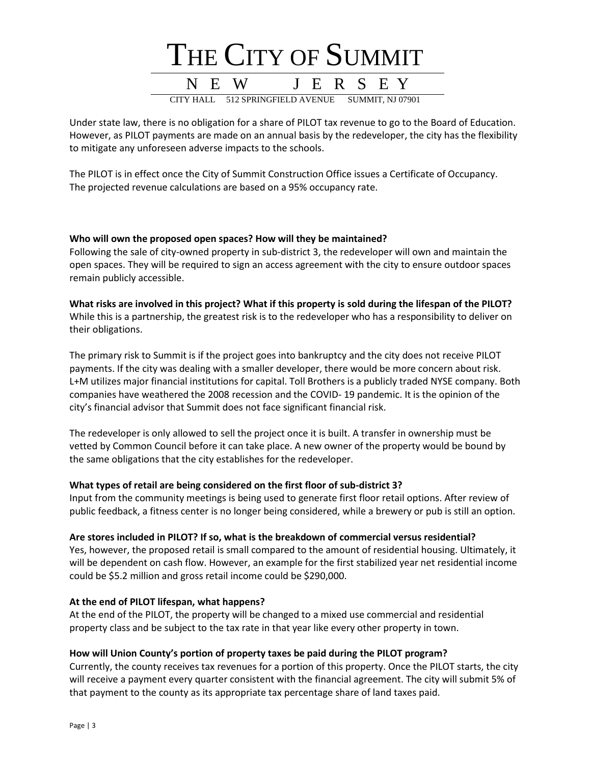Under state law, there is no obligation for a share of PILOT tax revenue to go to the Board of Education. However, as PILOT payments are made on an annual basis by the redeveloper, the city has the flexibility to mitigate any unforeseen adverse impacts to the schools.

The PILOT is in effect once the City of Summit Construction Office issues a Certificate of Occupancy. The projected revenue calculations are based on a 95% occupancy rate.

**Who will own the proposed open spaces? How will they be maintained?**

Following the sale of city-owned property in sub-district 3, the redeveloper will own and maintain the open spaces. They will be required to sign an access agreement with the city to ensure outdoor spaces remain publicly accessible.

**What risks are involved in this project? What if this property is sold during the lifespan of the PILOT?**

While this is a partnership, the greatest risk is to the redeveloper who has a responsibility to deliver on their obligations.

The primary risk to Summit is if the project goes into bankruptcy and the city does not receive PILOT payments. If the city was dealing with a smaller developer, there would be more concern about risk. L+M utilizes major financial institutions for capital. Toll Brothers is a publicly traded NYSE company. Both companies have weathered the 2008 recession and the COVID- 19 pandemic. It is the opinion of the city's financial advisor that Summit does not face significant financial risk.

The redeveloper is only allowed to sell the project once it is built. A transfer in ownership must be vetted by Common Council before it can take place. A new owner of the property would be bound by the same obligations that the city establishes for the redeveloper.

**What types of retail are being considered on the first floor of sub-district 3?**

Input from the community meetings is being used to generate first floor retail options. After review of public feedback, a fitness center is no longer being considered, while a brewery or pub is still an option.

**Are stores included in PILOT? If so, what is the breakdown of commercial versus residential?**

Yes, however, the proposed retail is small compared to the amount of residential housing. Ultimately, it will be dependent on cash flow. However, an example for the first stabilized year net residential income could be $5.2 million and gross retail income could be $290,000.

**At the end of PILOT lifespan, what happens?**

At the end of the PILOT, the property will be changed to a mixed use commercial and residential property class and be subject to the tax rate in that year like every other property in town.

**How will Union County's portion of property taxes be paid during the PILOT program?**

Currently, the county receives tax revenues for a portion of this property. Once the PILOT starts, the city will receive a payment every quarter consistent with the financial agreement. The city will submit 5% of that payment to the county as its appropriate tax percentage share of land taxes paid.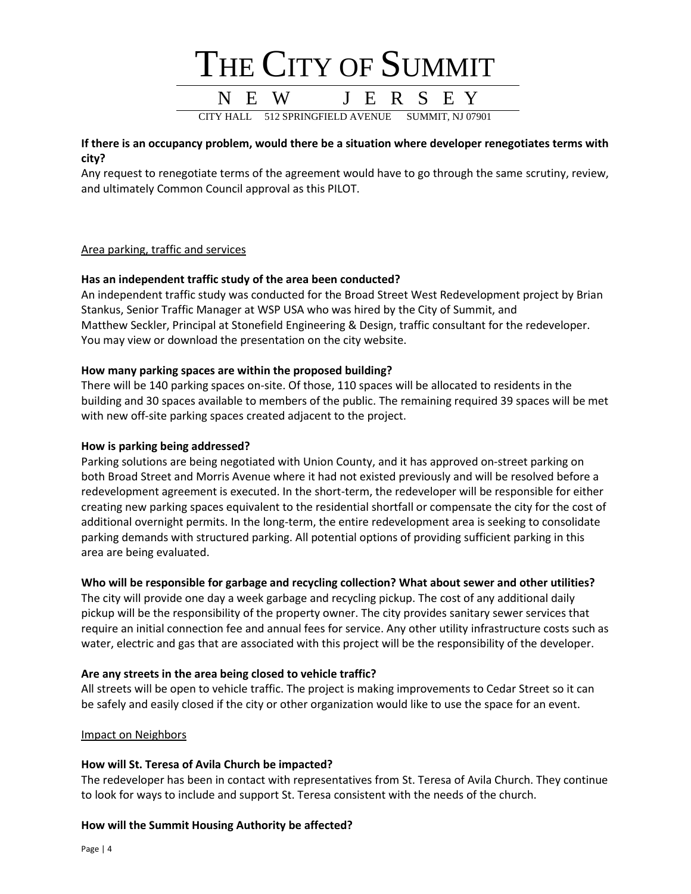**If there is an occupancy problem, would there be a situation where developer renegotiates terms with city?**

Any request to renegotiate terms of the agreement would have to go through the same scrutiny, review, and ultimately Common Council approval as this PILOT.

<u>Area parking, traffic and services</u>

**Has an independent traffic study of the area been conducted?**

An independent traffic study was conducted for the Broad Street West Redevelopment project by Brian Stankus, Senior Traffic Manager at WSP USA who was hired by the City of Summit, and Matthew Seckler, Principal at Stonefield Engineering & Design, traffic consultant for the redeveloper. You may view or download the presentation on the city website.

**How many parking spaces are within the proposed building?**

There will be 140 parking spaces on-site. Of those, 110 spaces will be allocated to residents in the building and 30 spaces available to members of the public. The remaining required 39 spaces will be met with new off-site parking spaces created adjacent to the project.

**How is parking being addressed?**

Parking solutions are being negotiated with Union County, and it has approved on-street parking on both Broad Street and Morris Avenue where it had not existed previously and will be resolved before a redevelopment agreement is executed. In the short-term, the redeveloper will be responsible for either creating new parking spaces equivalent to the residential shortfall or compensate the city for the cost of additional overnight permits. In the long-term, the entire redevelopment area is seeking to consolidate parking demands with structured parking. All potential options of providing sufficient parking in this area are being evaluated.

**Who will be responsible for garbage and recycling collection? What about sewer and other utilities?**

The city will provide one day a week garbage and recycling pickup. The cost of any additional daily pickup will be the responsibility of the property owner. The city provides sanitary sewer services that require an initial connection fee and annual fees for service. Any other utility infrastructure costs such as water, electric and gas that are associated with this project will be the responsibility of the developer.

**Are any streets in the area being closed to vehicle traffic?**

All streets will be open to vehicle traffic. The project is making improvements to Cedar Street so it can be safely and easily closed if the city or other organization would like to use the space for an event.

<u>Impact on Neighbors</u>

**How will St. Teresa of Avila Church be impacted?**

The redeveloper has been in contact with representatives from St. Teresa of Avila Church. They continue to look for ways to include and support St. Teresa consistent with the needs of the church.

**How will the Summit Housing Authority be affected?**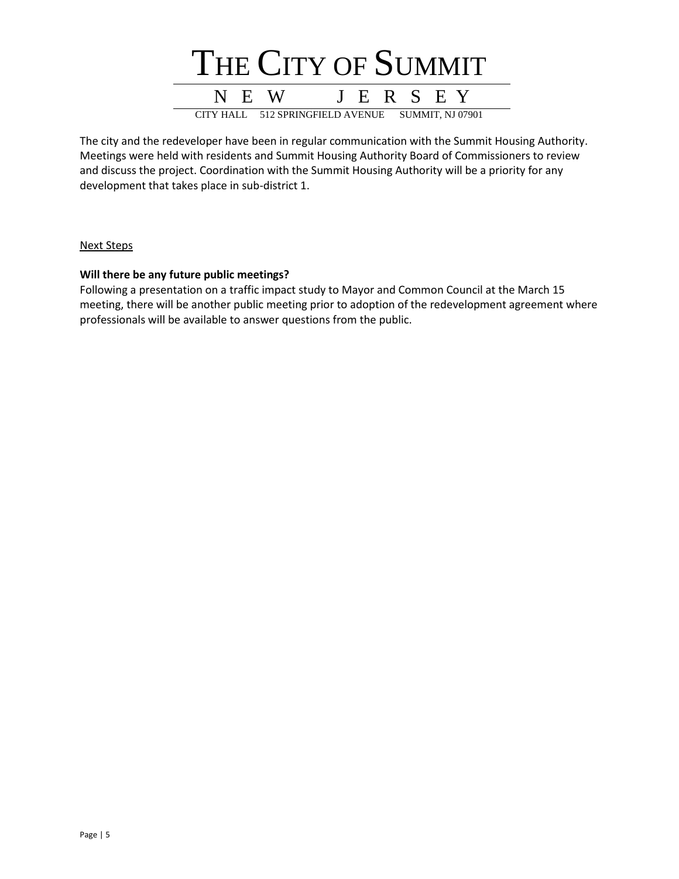The city and the redeveloper have been in regular communication with the Summit Housing Authority. Meetings were held with residents and Summit Housing Authority Board of Commissioners to review and discuss the project. Coordination with the Summit Housing Authority will be a priority for any development that takes place in sub-district 1.

## Next Steps

**Will there be any future public meetings?**

Following a presentation on a traffic impact study to Mayor and Common Council at the March 15 meeting, there will be another public meeting prior to adoption of the redevelopment agreement where professionals will be available to answer questions from the public.